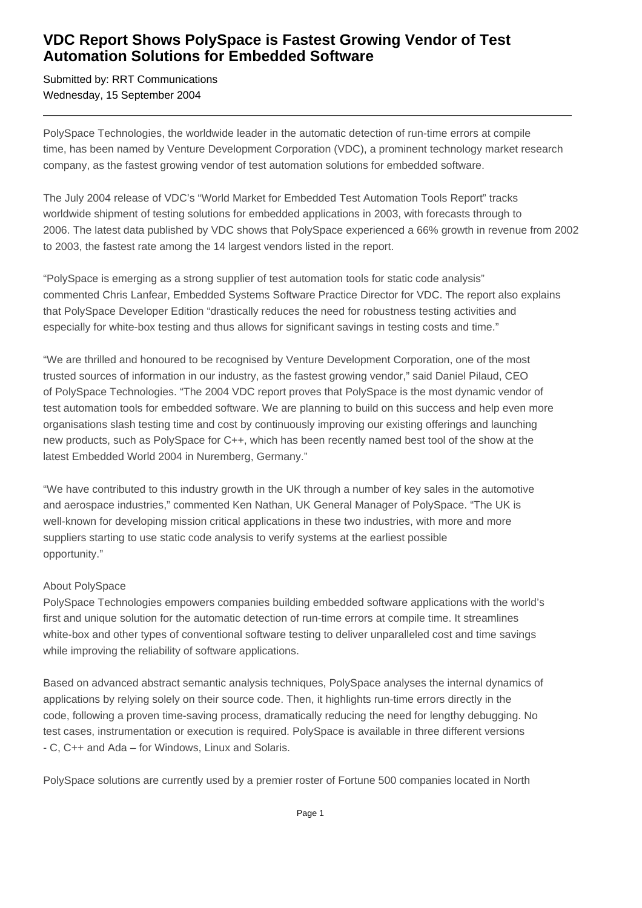# VDC Report Shows PolySpace is Fastest Growing Vendor of Test Automation Solutions for Embedded Software

Submitted by: RRT Communications
Wednesday, 15 September 2004

---

PolySpace Technologies, the worldwide leader in the automatic detection of run-time errors at compile time, has been named by Venture Development Corporation (VDC), a prominent technology market research company, as the fastest growing vendor of test automation solutions for embedded software.

The July 2004 release of VDC's "World Market for Embedded Test Automation Tools Report" tracks worldwide shipment of testing solutions for embedded applications in 2003, with forecasts through to 2006. The latest data published by VDC shows that PolySpace experienced a 66% growth in revenue from 2002 to 2003, the fastest rate among the 14 largest vendors listed in the report.

"PolySpace is emerging as a strong supplier of test automation tools for static code analysis" commented Chris Lanfear, Embedded Systems Software Practice Director for VDC. The report also explains that PolySpace Developer Edition "drastically reduces the need for robustness testing activities and especially for white-box testing and thus allows for significant savings in testing costs and time."

"We are thrilled and honoured to be recognised by Venture Development Corporation, one of the most trusted sources of information in our industry, as the fastest growing vendor," said Daniel Pilaud, CEO of PolySpace Technologies. "The 2004 VDC report proves that PolySpace is the most dynamic vendor of test automation tools for embedded software. We are planning to build on this success and help even more organisations slash testing time and cost by continuously improving our existing offerings and launching new products, such as PolySpace for C++, which has been recently named best tool of the show at the latest Embedded World 2004 in Nuremberg, Germany."

"We have contributed to this industry growth in the UK through a number of key sales in the automotive and aerospace industries," commented Ken Nathan, UK General Manager of PolySpace. "The UK is well-known for developing mission critical applications in these two industries, with more and more suppliers starting to use static code analysis to verify systems at the earliest possible opportunity."

About PolySpace
PolySpace Technologies empowers companies building embedded software applications with the world's first and unique solution for the automatic detection of run-time errors at compile time. It streamlines white-box and other types of conventional software testing to deliver unparalleled cost and time savings while improving the reliability of software applications.

Based on advanced abstract semantic analysis techniques, PolySpace analyses the internal dynamics of applications by relying solely on their source code. Then, it highlights run-time errors directly in the code, following a proven time-saving process, dramatically reducing the need for lengthy debugging. No test cases, instrumentation or execution is required. PolySpace is available in three different versions - C, C++ and Ada – for Windows, Linux and Solaris.

PolySpace solutions are currently used by a premier roster of Fortune 500 companies located in North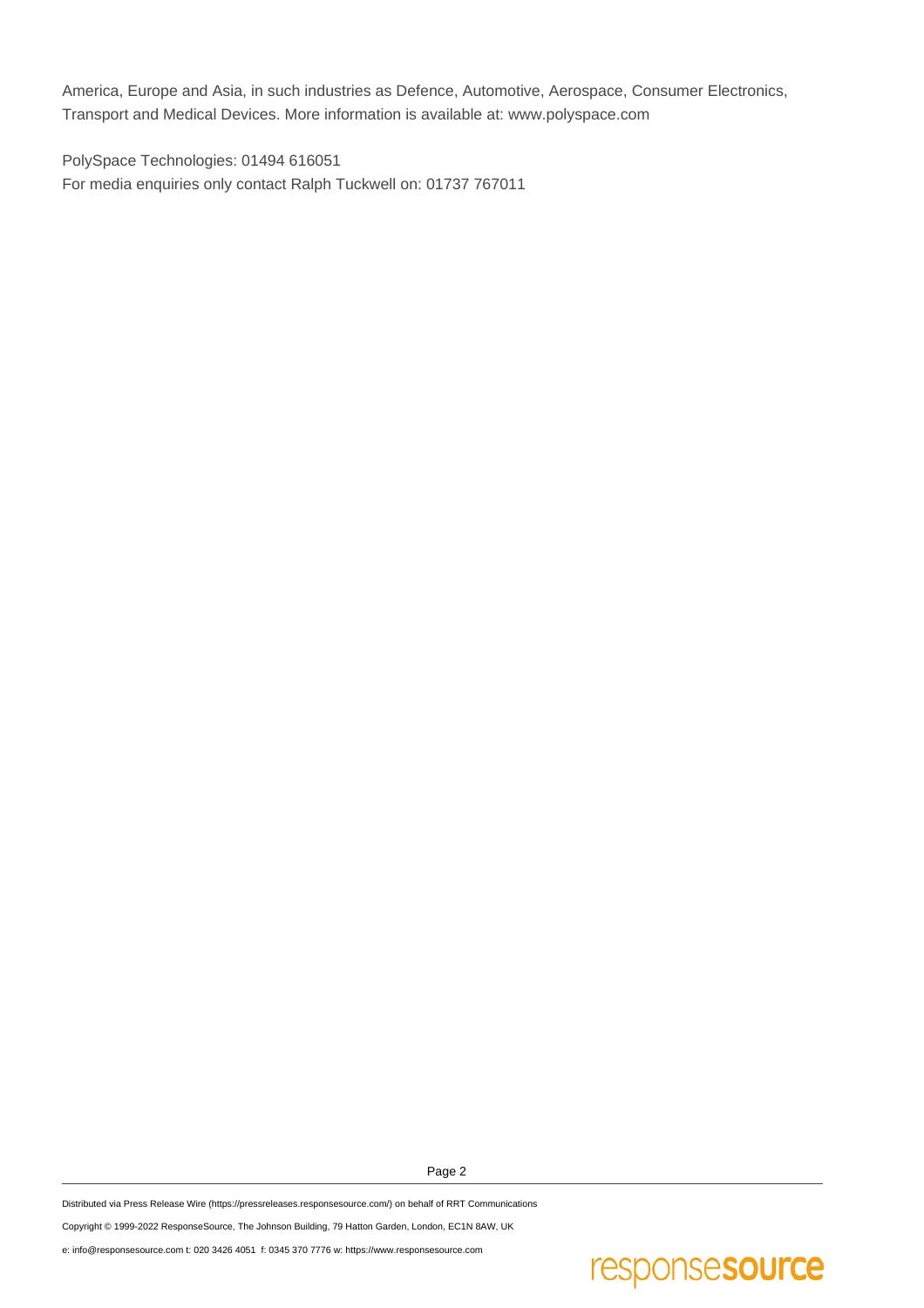America, Europe and Asia, in such industries as Defence, Automotive, Aerospace, Consumer Electronics, Transport and Medical Devices. More information is available at: www.polyspace.com

PolySpace Technologies: 01494 616051
For media enquiries only contact Ralph Tuckwell on: 01737 767011